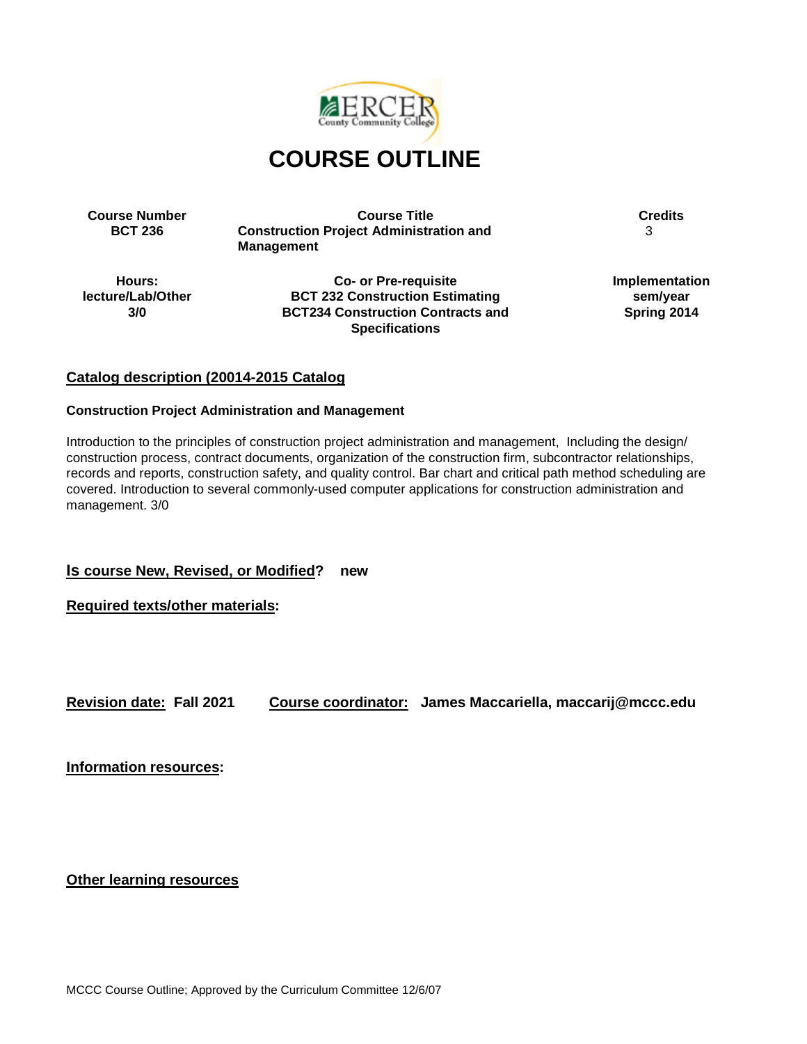# COURSE OUTLINE

| Course Number | Course Title | Credits |
| --- | --- | --- |
| BCT 236 | Construction Project Administration and Management | 3 |
| **Hours: lecture/Lab/Other** | **Co- or Pre-requisite** | **Implementation sem/year** |
| 3/0 | BCT 232 Construction Estimating<br>BCT234 Construction Contracts and Specifications | Spring 2014 |

**Catalog description (20014-2015 Catalog**

**Construction Project Administration and Management**

Introduction to the principles of construction project administration and management, Including the design/ construction process, contract documents, organization of the construction firm, subcontractor relationships, records and reports, construction safety, and quality control. Bar chart and critical path method scheduling are covered. Introduction to several commonly-used computer applications for construction administration and management. 3/0

**Is course New, Revised, or Modified? new**

**Required texts/other materials:**

**Revision date: Fall 2021 Course coordinator: James Maccariella, maccarij@mccc.edu**

**Information resources:**

**Other learning resources**

MCCC Course Outline; Approved by the Curriculum Committee 12/6/07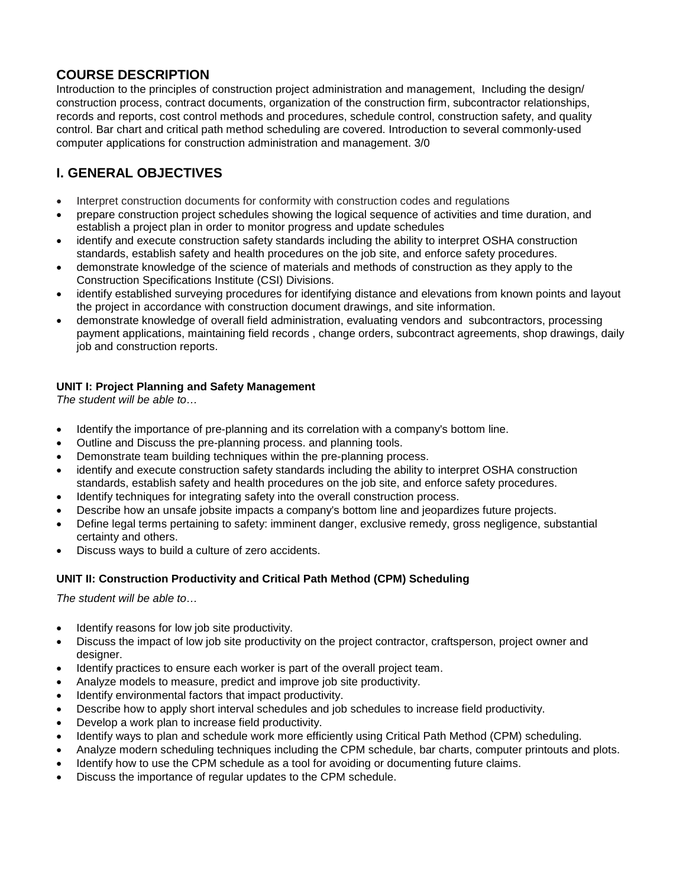## COURSE DESCRIPTION

Introduction to the principles of construction project administration and management, Including the design/ construction process, contract documents, organization of the construction firm, subcontractor relationships, records and reports, cost control methods and procedures, schedule control, construction safety, and quality control. Bar chart and critical path method scheduling are covered. Introduction to several commonly-used computer applications for construction administration and management. 3/0

## I. GENERAL OBJECTIVES

- Interpret construction documents for conformity with construction codes and regulations
- prepare construction project schedules showing the logical sequence of activities and time duration, and establish a project plan in order to monitor progress and update schedules
- identify and execute construction safety standards including the ability to interpret OSHA construction standards, establish safety and health procedures on the job site, and enforce safety procedures.
- demonstrate knowledge of the science of materials and methods of construction as they apply to the Construction Specifications Institute (CSI) Divisions.
- identify established surveying procedures for identifying distance and elevations from known points and layout the project in accordance with construction document drawings, and site information.
- demonstrate knowledge of overall field administration, evaluating vendors and subcontractors, processing payment applications, maintaining field records , change orders, subcontract agreements, shop drawings, daily job and construction reports.

#### UNIT I: Project Planning and Safety Management

*The student will be able to…*

- Identify the importance of pre-planning and its correlation with a company's bottom line.
- Outline and Discuss the pre-planning process. and planning tools.
- Demonstrate team building techniques within the pre-planning process.
- identify and execute construction safety standards including the ability to interpret OSHA construction standards, establish safety and health procedures on the job site, and enforce safety procedures.
- Identify techniques for integrating safety into the overall construction process.
- Describe how an unsafe jobsite impacts a company's bottom line and jeopardizes future projects.
- Define legal terms pertaining to safety: imminent danger, exclusive remedy, gross negligence, substantial certainty and others.
- Discuss ways to build a culture of zero accidents.

#### UNIT II: Construction Productivity and Critical Path Method (CPM) Scheduling

*The student will be able to…*

- Identify reasons for low job site productivity.
- Discuss the impact of low job site productivity on the project contractor, craftsperson, project owner and designer.
- Identify practices to ensure each worker is part of the overall project team.
- Analyze models to measure, predict and improve job site productivity.
- Identify environmental factors that impact productivity.
- Describe how to apply short interval schedules and job schedules to increase field productivity.
- Develop a work plan to increase field productivity.
- Identify ways to plan and schedule work more efficiently using Critical Path Method (CPM) scheduling.
- Analyze modern scheduling techniques including the CPM schedule, bar charts, computer printouts and plots.
- Identify how to use the CPM schedule as a tool for avoiding or documenting future claims.
- Discuss the importance of regular updates to the CPM schedule.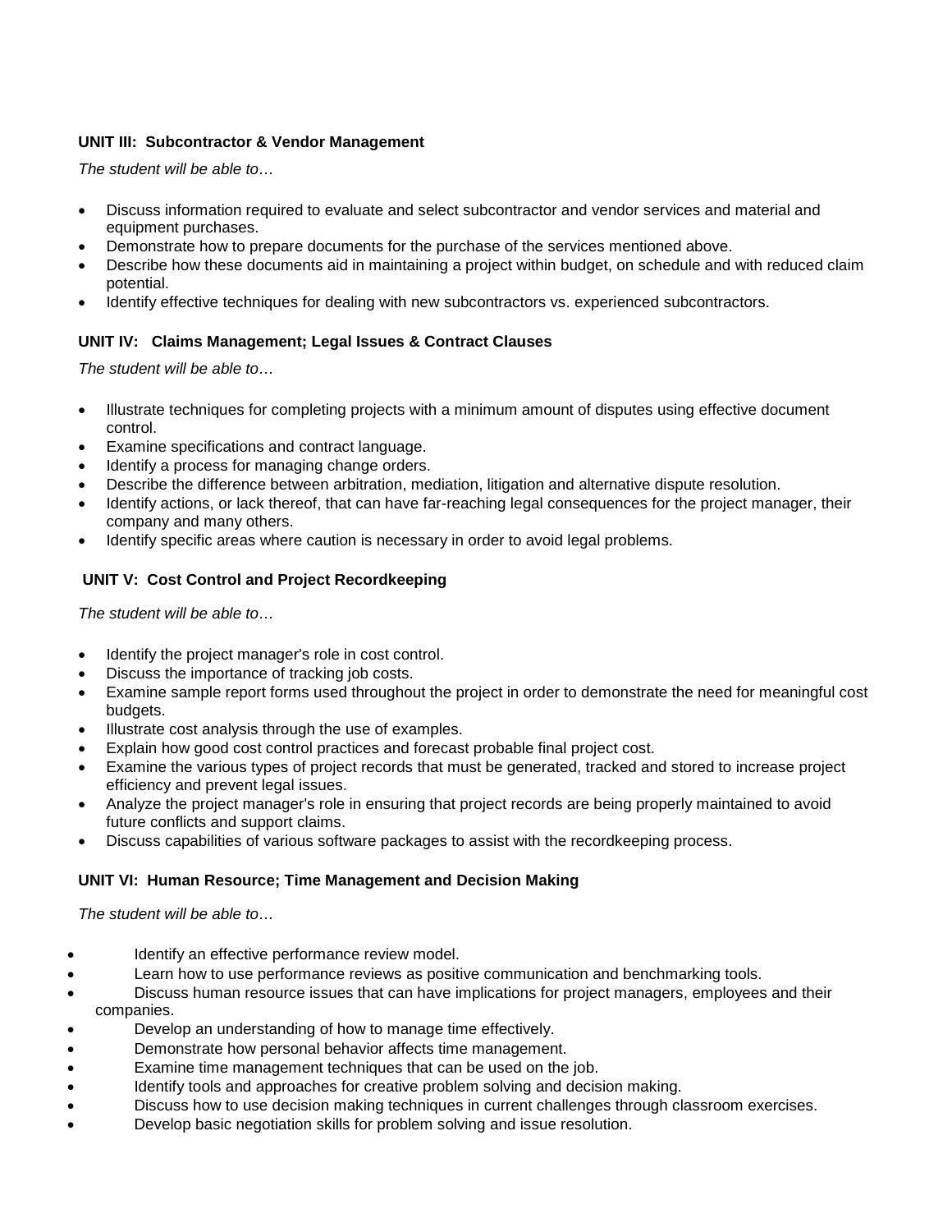**UNIT III: Subcontractor & Vendor Management**

*The student will be able to…*

- Discuss information required to evaluate and select subcontractor and vendor services and material and equipment purchases.
- Demonstrate how to prepare documents for the purchase of the services mentioned above.
- Describe how these documents aid in maintaining a project within budget, on schedule and with reduced claim potential.
- Identify effective techniques for dealing with new subcontractors vs. experienced subcontractors.

**UNIT IV: Claims Management; Legal Issues & Contract Clauses**

*The student will be able to…*

- Illustrate techniques for completing projects with a minimum amount of disputes using effective document control.
- Examine specifications and contract language.
- Identify a process for managing change orders.
- Describe the difference between arbitration, mediation, litigation and alternative dispute resolution.
- Identify actions, or lack thereof, that can have far-reaching legal consequences for the project manager, their company and many others.
- Identify specific areas where caution is necessary in order to avoid legal problems.

**UNIT V: Cost Control and Project Recordkeeping**

*The student will be able to…*

- Identify the project manager's role in cost control.
- Discuss the importance of tracking job costs.
- Examine sample report forms used throughout the project in order to demonstrate the need for meaningful cost budgets.
- Illustrate cost analysis through the use of examples.
- Explain how good cost control practices and forecast probable final project cost.
- Examine the various types of project records that must be generated, tracked and stored to increase project efficiency and prevent legal issues.
- Analyze the project manager's role in ensuring that project records are being properly maintained to avoid future conflicts and support claims.
- Discuss capabilities of various software packages to assist with the recordkeeping process.

**UNIT VI: Human Resource; Time Management and Decision Making**

*The student will be able to…*

- Identify an effective performance review model.
- Learn how to use performance reviews as positive communication and benchmarking tools.
- Discuss human resource issues that can have implications for project managers, employees and their companies.
- Develop an understanding of how to manage time effectively.
- Demonstrate how personal behavior affects time management.
- Examine time management techniques that can be used on the job.
- Identify tools and approaches for creative problem solving and decision making.
- Discuss how to use decision making techniques in current challenges through classroom exercises.
- Develop basic negotiation skills for problem solving and issue resolution.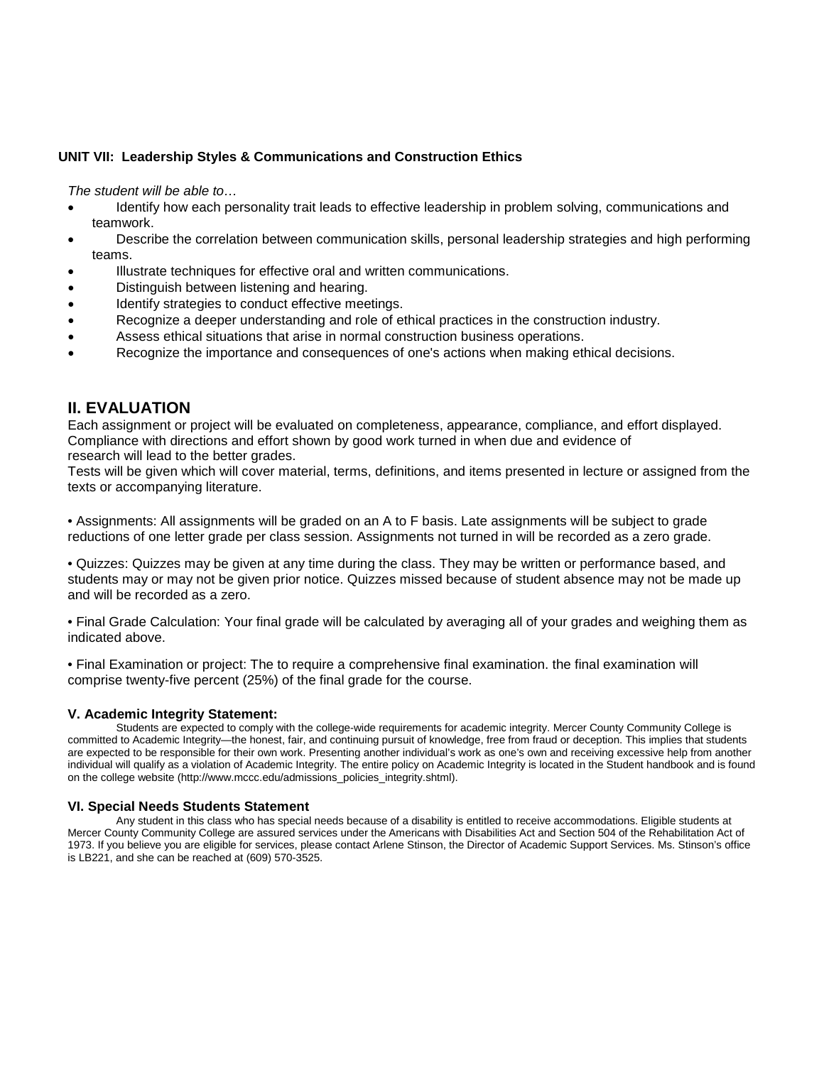**UNIT VII: Leadership Styles & Communications and Construction Ethics**

*The student will be able to…*

- Identify how each personality trait leads to effective leadership in problem solving, communications and teamwork.
- Describe the correlation between communication skills, personal leadership strategies and high performing teams.
- Illustrate techniques for effective oral and written communications.
- Distinguish between listening and hearing.
- Identify strategies to conduct effective meetings.
- Recognize a deeper understanding and role of ethical practices in the construction industry.
- Assess ethical situations that arise in normal construction business operations.
- Recognize the importance and consequences of one's actions when making ethical decisions.

## II. EVALUATION

Each assignment or project will be evaluated on completeness, appearance, compliance, and effort displayed. Compliance with directions and effort shown by good work turned in when due and evidence of research will lead to the better grades.

Tests will be given which will cover material, terms, definitions, and items presented in lecture or assigned from the texts or accompanying literature.

• Assignments: All assignments will be graded on an A to F basis. Late assignments will be subject to grade reductions of one letter grade per class session. Assignments not turned in will be recorded as a zero grade.

• Quizzes: Quizzes may be given at any time during the class. They may be written or performance based, and students may or may not be given prior notice. Quizzes missed because of student absence may not be made up and will be recorded as a zero.

• Final Grade Calculation: Your final grade will be calculated by averaging all of your grades and weighing them as indicated above.

• Final Examination or project: The to require a comprehensive final examination. the final examination will comprise twenty-five percent (25%) of the final grade for the course.

### V. Academic Integrity Statement:

Students are expected to comply with the college-wide requirements for academic integrity. Mercer County Community College is committed to Academic Integrity—the honest, fair, and continuing pursuit of knowledge, free from fraud or deception. This implies that students are expected to be responsible for their own work. Presenting another individual's work as one's own and receiving excessive help from another individual will qualify as a violation of Academic Integrity. The entire policy on Academic Integrity is located in the Student handbook and is found on the college website (http://www.mccc.edu/admissions_policies_integrity.shtml).

### VI. Special Needs Students Statement

Any student in this class who has special needs because of a disability is entitled to receive accommodations. Eligible students at Mercer County Community College are assured services under the Americans with Disabilities Act and Section 504 of the Rehabilitation Act of 1973. If you believe you are eligible for services, please contact Arlene Stinson, the Director of Academic Support Services. Ms. Stinson's office is LB221, and she can be reached at (609) 570-3525.